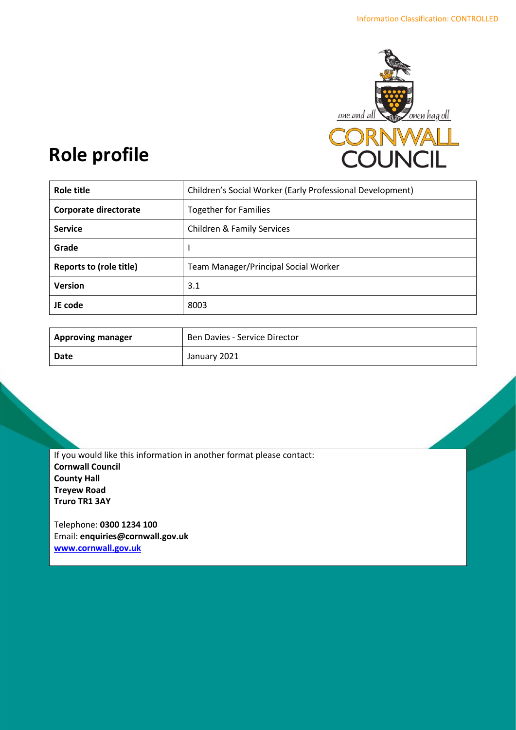Information Classification: CONTROLLED

# Role profile

| Role title | Children's Social Worker (Early Professional Development) |
| --- | --- |
| Corporate directorate | Together for Families |
| Service | Children & Family Services |
| Grade | I |
| Reports to (role title) | Team Manager/Principal Social Worker |
| Version | 3.1 |
| JE code | 8003 |

| Approving manager | Ben Davies - Service Director |
| --- | --- |
| Date | January 2021 |

If you would like this information in another format please contact:
**Cornwall Council**
**County Hall**
**Treyew Road**
**Truro TR1 3AY**

Telephone: **0300 1234 100**
Email: **enquiries@cornwall.gov.uk**
**www.cornwall.gov.uk**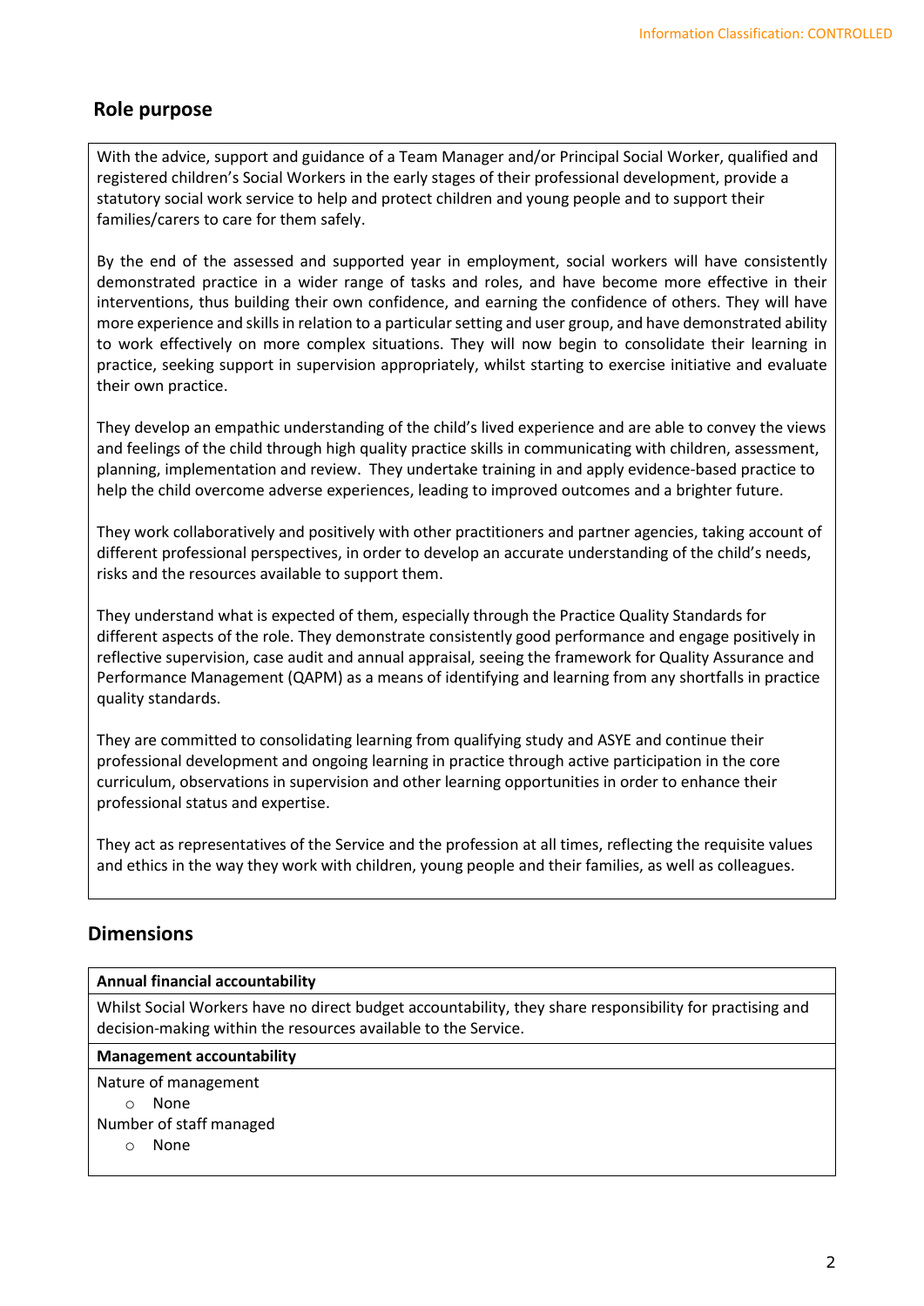## Role purpose

With the advice, support and guidance of a Team Manager and/or Principal Social Worker, qualified and registered children's Social Workers in the early stages of their professional development, provide a statutory social work service to help and protect children and young people and to support their families/carers to care for them safely.

By the end of the assessed and supported year in employment, social workers will have consistently demonstrated practice in a wider range of tasks and roles, and have become more effective in their interventions, thus building their own confidence, and earning the confidence of others. They will have more experience and skills in relation to a particular setting and user group, and have demonstrated ability to work effectively on more complex situations. They will now begin to consolidate their learning in practice, seeking support in supervision appropriately, whilst starting to exercise initiative and evaluate their own practice.

They develop an empathic understanding of the child's lived experience and are able to convey the views and feelings of the child through high quality practice skills in communicating with children, assessment, planning, implementation and review. They undertake training in and apply evidence-based practice to help the child overcome adverse experiences, leading to improved outcomes and a brighter future.

They work collaboratively and positively with other practitioners and partner agencies, taking account of different professional perspectives, in order to develop an accurate understanding of the child's needs, risks and the resources available to support them.

They understand what is expected of them, especially through the Practice Quality Standards for different aspects of the role. They demonstrate consistently good performance and engage positively in reflective supervision, case audit and annual appraisal, seeing the framework for Quality Assurance and Performance Management (QAPM) as a means of identifying and learning from any shortfalls in practice quality standards.

They are committed to consolidating learning from qualifying study and ASYE and continue their professional development and ongoing learning in practice through active participation in the core curriculum, observations in supervision and other learning opportunities in order to enhance their professional status and expertise.

They act as representatives of the Service and the profession at all times, reflecting the requisite values and ethics in the way they work with children, young people and their families, as well as colleagues.

## Dimensions

**Annual financial accountability**

Whilst Social Workers have no direct budget accountability, they share responsibility for practising and decision-making within the resources available to the Service.

**Management accountability**

Nature of management
- None

Number of staff managed
- None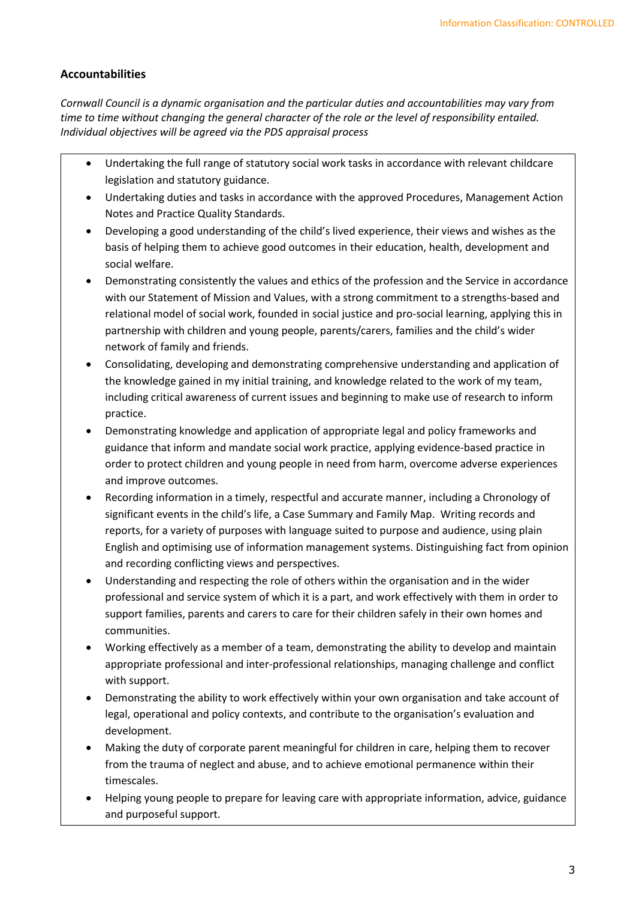### Accountabilities

*Cornwall Council is a dynamic organisation and the particular duties and accountabilities may vary from time to time without changing the general character of the role or the level of responsibility entailed. Individual objectives will be agreed via the PDS appraisal process*

- Undertaking the full range of statutory social work tasks in accordance with relevant childcare legislation and statutory guidance.
- Undertaking duties and tasks in accordance with the approved Procedures, Management Action Notes and Practice Quality Standards.
- Developing a good understanding of the child's lived experience, their views and wishes as the basis of helping them to achieve good outcomes in their education, health, development and social welfare.
- Demonstrating consistently the values and ethics of the profession and the Service in accordance with our Statement of Mission and Values, with a strong commitment to a strengths-based and relational model of social work, founded in social justice and pro-social learning, applying this in partnership with children and young people, parents/carers, families and the child's wider network of family and friends.
- Consolidating, developing and demonstrating comprehensive understanding and application of the knowledge gained in my initial training, and knowledge related to the work of my team, including critical awareness of current issues and beginning to make use of research to inform practice.
- Demonstrating knowledge and application of appropriate legal and policy frameworks and guidance that inform and mandate social work practice, applying evidence-based practice in order to protect children and young people in need from harm, overcome adverse experiences and improve outcomes.
- Recording information in a timely, respectful and accurate manner, including a Chronology of significant events in the child's life, a Case Summary and Family Map. Writing records and reports, for a variety of purposes with language suited to purpose and audience, using plain English and optimising use of information management systems. Distinguishing fact from opinion and recording conflicting views and perspectives.
- Understanding and respecting the role of others within the organisation and in the wider professional and service system of which it is a part, and work effectively with them in order to support families, parents and carers to care for their children safely in their own homes and communities.
- Working effectively as a member of a team, demonstrating the ability to develop and maintain appropriate professional and inter-professional relationships, managing challenge and conflict with support.
- Demonstrating the ability to work effectively within your own organisation and take account of legal, operational and policy contexts, and contribute to the organisation's evaluation and development.
- Making the duty of corporate parent meaningful for children in care, helping them to recover from the trauma of neglect and abuse, and to achieve emotional permanence within their timescales.
- Helping young people to prepare for leaving care with appropriate information, advice, guidance and purposeful support.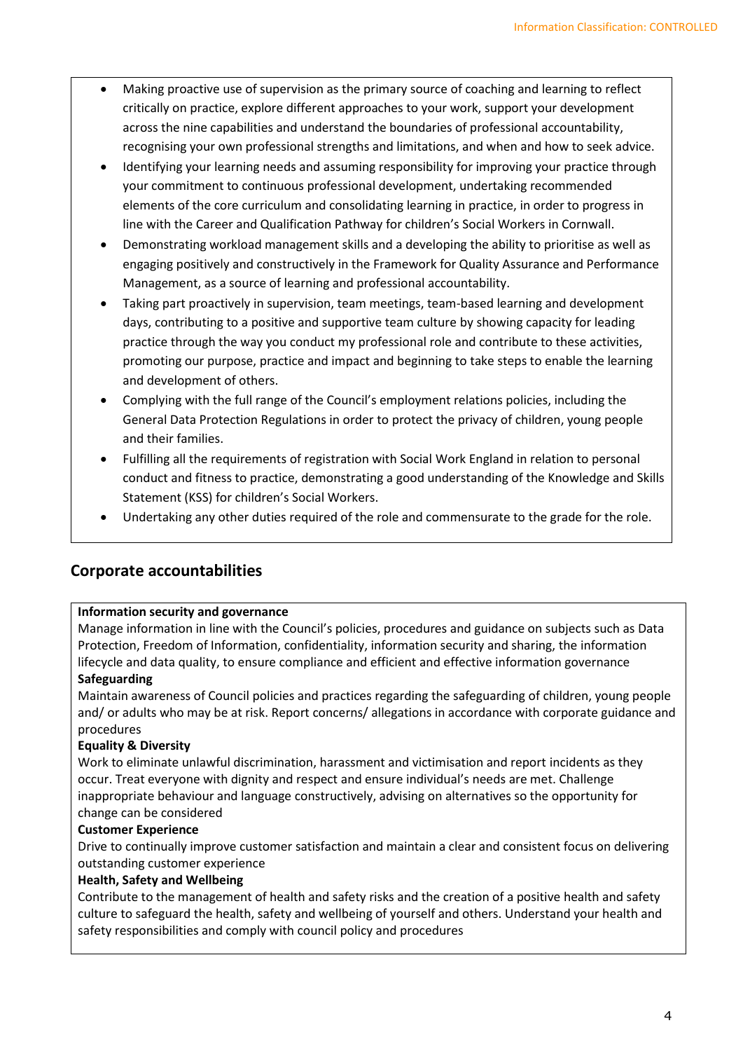- Making proactive use of supervision as the primary source of coaching and learning to reflect critically on practice, explore different approaches to your work, support your development across the nine capabilities and understand the boundaries of professional accountability, recognising your own professional strengths and limitations, and when and how to seek advice.
- Identifying your learning needs and assuming responsibility for improving your practice through your commitment to continuous professional development, undertaking recommended elements of the core curriculum and consolidating learning in practice, in order to progress in line with the Career and Qualification Pathway for children's Social Workers in Cornwall.
- Demonstrating workload management skills and a developing the ability to prioritise as well as engaging positively and constructively in the Framework for Quality Assurance and Performance Management, as a source of learning and professional accountability.
- Taking part proactively in supervision, team meetings, team-based learning and development days, contributing to a positive and supportive team culture by showing capacity for leading practice through the way you conduct my professional role and contribute to these activities, promoting our purpose, practice and impact and beginning to take steps to enable the learning and development of others.
- Complying with the full range of the Council's employment relations policies, including the General Data Protection Regulations in order to protect the privacy of children, young people and their families.
- Fulfilling all the requirements of registration with Social Work England in relation to personal conduct and fitness to practice, demonstrating a good understanding of the Knowledge and Skills Statement (KSS) for children's Social Workers.
- Undertaking any other duties required of the role and commensurate to the grade for the role.

## Corporate accountabilities

**Information security and governance**
Manage information in line with the Council's policies, procedures and guidance on subjects such as Data Protection, Freedom of Information, confidentiality, information security and sharing, the information lifecycle and data quality, to ensure compliance and efficient and effective information governance

**Safeguarding**
Maintain awareness of Council policies and practices regarding the safeguarding of children, young people and/ or adults who may be at risk. Report concerns/ allegations in accordance with corporate guidance and procedures

**Equality & Diversity**
Work to eliminate unlawful discrimination, harassment and victimisation and report incidents as they occur. Treat everyone with dignity and respect and ensure individual's needs are met. Challenge inappropriate behaviour and language constructively, advising on alternatives so the opportunity for change can be considered

**Customer Experience**
Drive to continually improve customer satisfaction and maintain a clear and consistent focus on delivering outstanding customer experience

**Health, Safety and Wellbeing**
Contribute to the management of health and safety risks and the creation of a positive health and safety culture to safeguard the health, safety and wellbeing of yourself and others. Understand your health and safety responsibilities and comply with council policy and procedures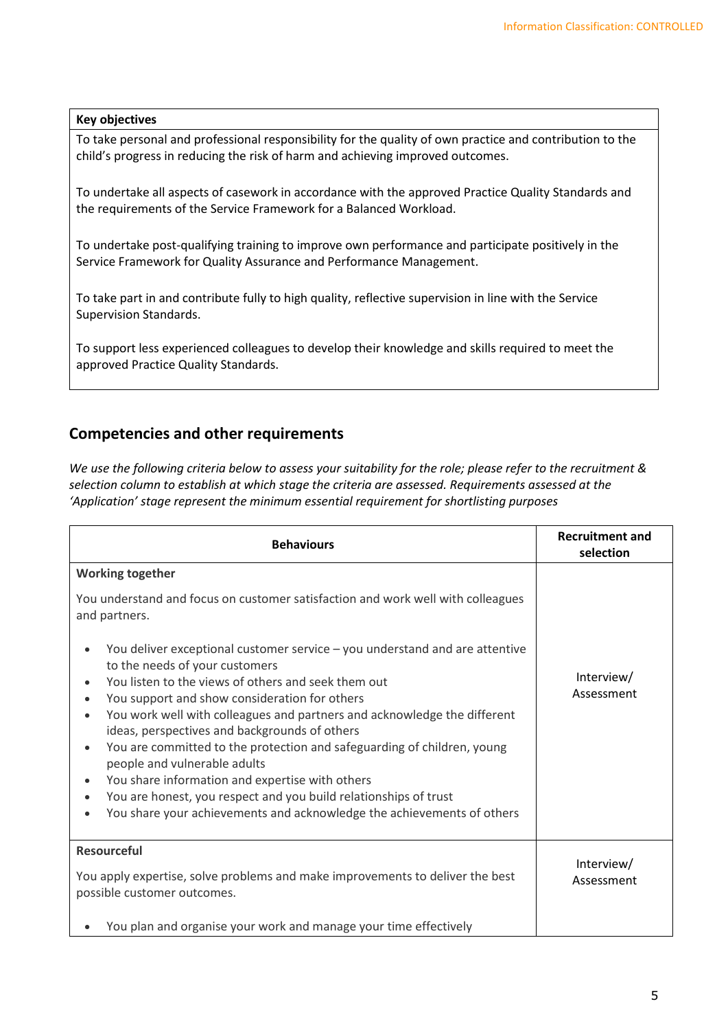| Key objectives |
|---|
| To take personal and professional responsibility for the quality of own practice and contribution to the child's progress in reducing the risk of harm and achieving improved outcomes.<br><br>To undertake all aspects of casework in accordance with the approved Practice Quality Standards and the requirements of the Service Framework for a Balanced Workload.<br><br>To undertake post-qualifying training to improve own performance and participate positively in the Service Framework for Quality Assurance and Performance Management.<br><br>To take part in and contribute fully to high quality, reflective supervision in line with the Service Supervision Standards.<br><br>To support less experienced colleagues to develop their knowledge and skills required to meet the approved Practice Quality Standards. |

## Competencies and other requirements

*We use the following criteria below to assess your suitability for the role; please refer to the recruitment & selection column to establish at which stage the criteria are assessed. Requirements assessed at the 'Application' stage represent the minimum essential requirement for shortlisting purposes*

| Behaviours | Recruitment and selection |
|---|---|
| **Working together**<br><br>You understand and focus on customer satisfaction and work well with colleagues and partners.<br><br>• You deliver exceptional customer service – you understand and are attentive to the needs of your customers<br>• You listen to the views of others and seek them out<br>• You support and show consideration for others<br>• You work well with colleagues and partners and acknowledge the different ideas, perspectives and backgrounds of others<br>• You are committed to the protection and safeguarding of children, young people and vulnerable adults<br>• You share information and expertise with others<br>• You are honest, you respect and you build relationships of trust<br>• You share your achievements and acknowledge the achievements of others | Interview/ Assessment |
| **Resourceful**<br><br>You apply expertise, solve problems and make improvements to deliver the best possible customer outcomes.<br><br>• You plan and organise your work and manage your time effectively | Interview/ Assessment |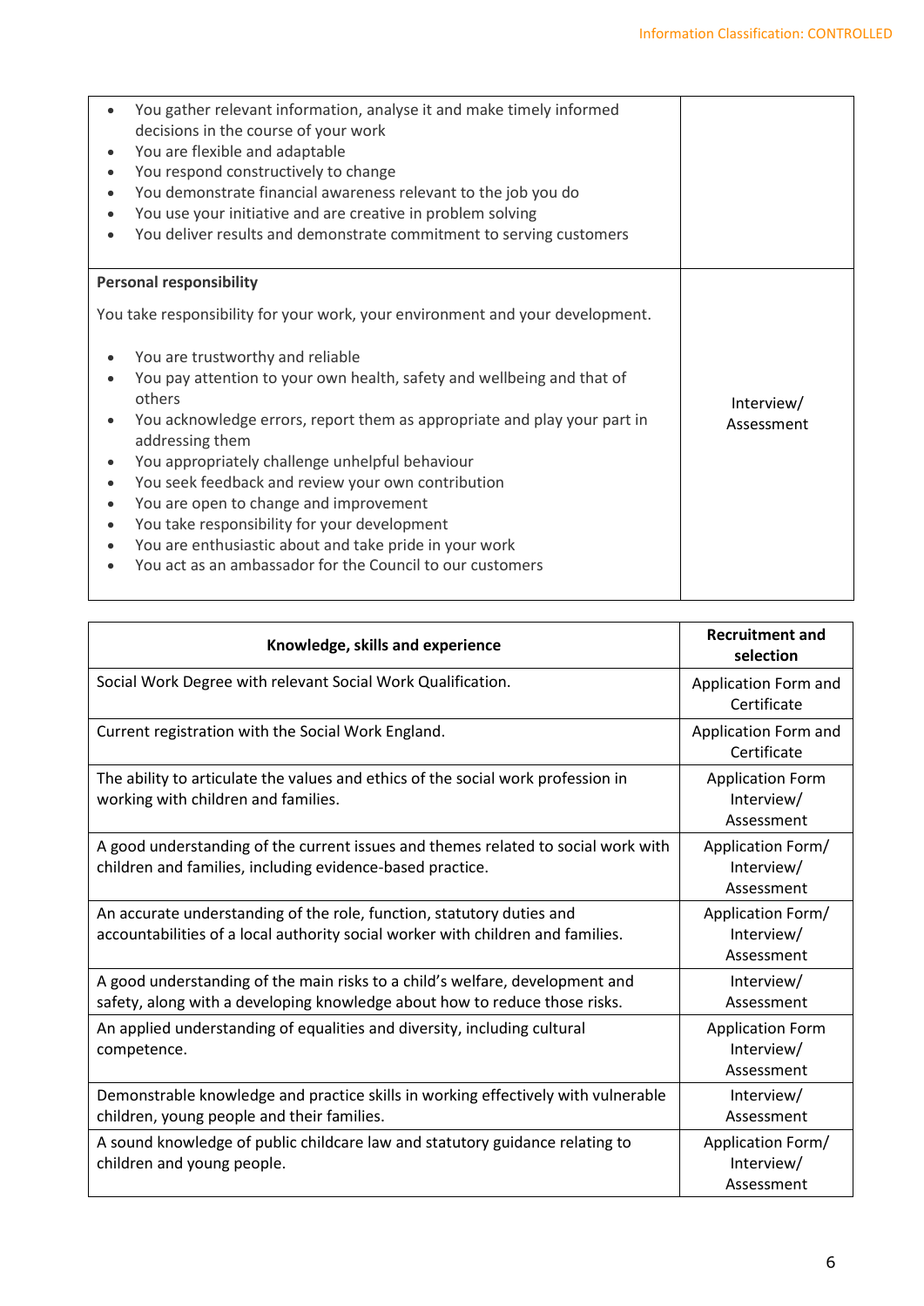| | |
|---|---|
| <ul><li>You gather relevant information, analyse it and make timely informed decisions in the course of your work</li><li>You are flexible and adaptable</li><li>You respond constructively to change</li><li>You demonstrate financial awareness relevant to the job you do</li><li>You use your initiative and are creative in problem solving</li><li>You deliver results and demonstrate commitment to serving customers</li></ul> | |
| **Personal responsibility**<br><br>You take responsibility for your work, your environment and your development.<br><ul><li>You are trustworthy and reliable</li><li>You pay attention to your own health, safety and wellbeing and that of others</li><li>You acknowledge errors, report them as appropriate and play your part in addressing them</li><li>You appropriately challenge unhelpful behaviour</li><li>You seek feedback and review your own contribution</li><li>You are open to change and improvement</li><li>You take responsibility for your development</li><li>You are enthusiastic about and take pride in your work</li><li>You act as an ambassador for the Council to our customers</li></ul> | Interview/ Assessment |

| Knowledge, skills and experience | Recruitment and selection |
|---|---|
| Social Work Degree with relevant Social Work Qualification. | Application Form and Certificate |
| Current registration with the Social Work England. | Application Form and Certificate |
| The ability to articulate the values and ethics of the social work profession in working with children and families. | Application Form Interview/ Assessment |
| A good understanding of the current issues and themes related to social work with children and families, including evidence-based practice. | Application Form/ Interview/ Assessment |
| An accurate understanding of the role, function, statutory duties and accountabilities of a local authority social worker with children and families. | Application Form/ Interview/ Assessment |
| A good understanding of the main risks to a child's welfare, development and safety, along with a developing knowledge about how to reduce those risks. | Interview/ Assessment |
| An applied understanding of equalities and diversity, including cultural competence. | Application Form Interview/ Assessment |
| Demonstrable knowledge and practice skills in working effectively with vulnerable children, young people and their families. | Interview/ Assessment |
| A sound knowledge of public childcare law and statutory guidance relating to children and young people. | Application Form/ Interview/ Assessment |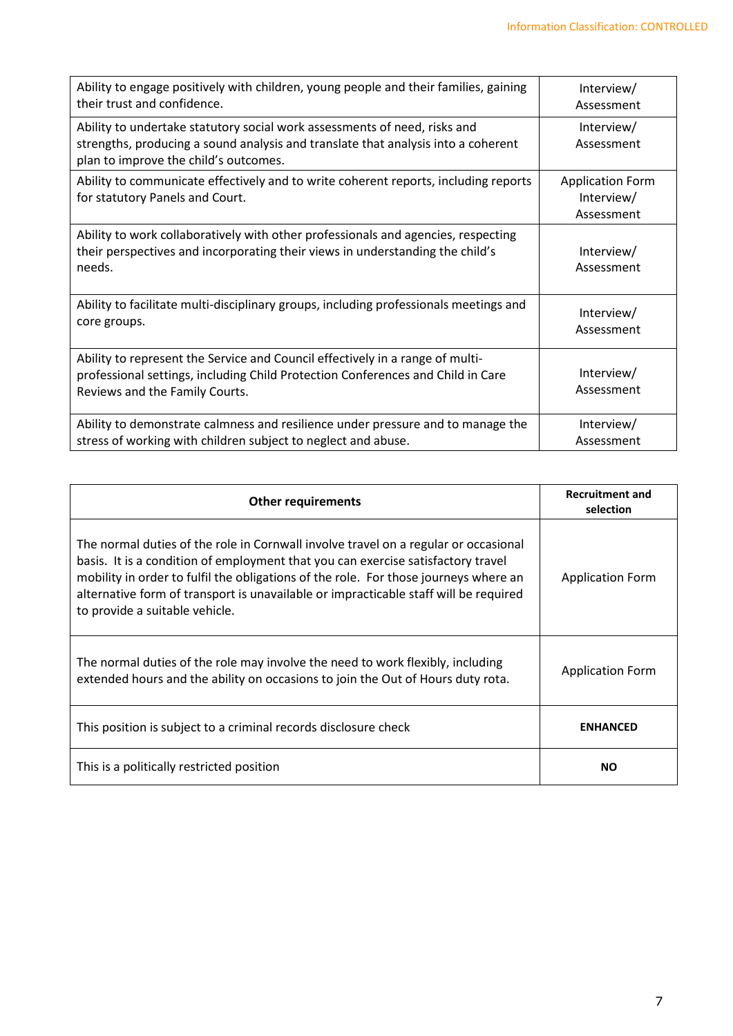| | |
|---|---|
| Ability to engage positively with children, young people and their families, gaining their trust and confidence. | Interview/ Assessment |
| Ability to undertake statutory social work assessments of need, risks and strengths, producing a sound analysis and translate that analysis into a coherent plan to improve the child's outcomes. | Interview/ Assessment |
| Ability to communicate effectively and to write coherent reports, including reports for statutory Panels and Court. | Application Form Interview/ Assessment |
| Ability to work collaboratively with other professionals and agencies, respecting their perspectives and incorporating their views in understanding the child's needs. | Interview/ Assessment |
| Ability to facilitate multi-disciplinary groups, including professionals meetings and core groups. | Interview/ Assessment |
| Ability to represent the Service and Council effectively in a range of multi-professional settings, including Child Protection Conferences and Child in Care Reviews and the Family Courts. | Interview/ Assessment |
| Ability to demonstrate calmness and resilience under pressure and to manage the stress of working with children subject to neglect and abuse. | Interview/ Assessment |

| Other requirements | Recruitment and selection |
|---|---|
| The normal duties of the role in Cornwall involve travel on a regular or occasional basis. It is a condition of employment that you can exercise satisfactory travel mobility in order to fulfil the obligations of the role. For those journeys where an alternative form of transport is unavailable or impracticable staff will be required to provide a suitable vehicle. | Application Form |
| The normal duties of the role may involve the need to work flexibly, including extended hours and the ability on occasions to join the Out of Hours duty rota. | Application Form |
| This position is subject to a criminal records disclosure check | **ENHANCED** |
| This is a politically restricted position | **NO** |